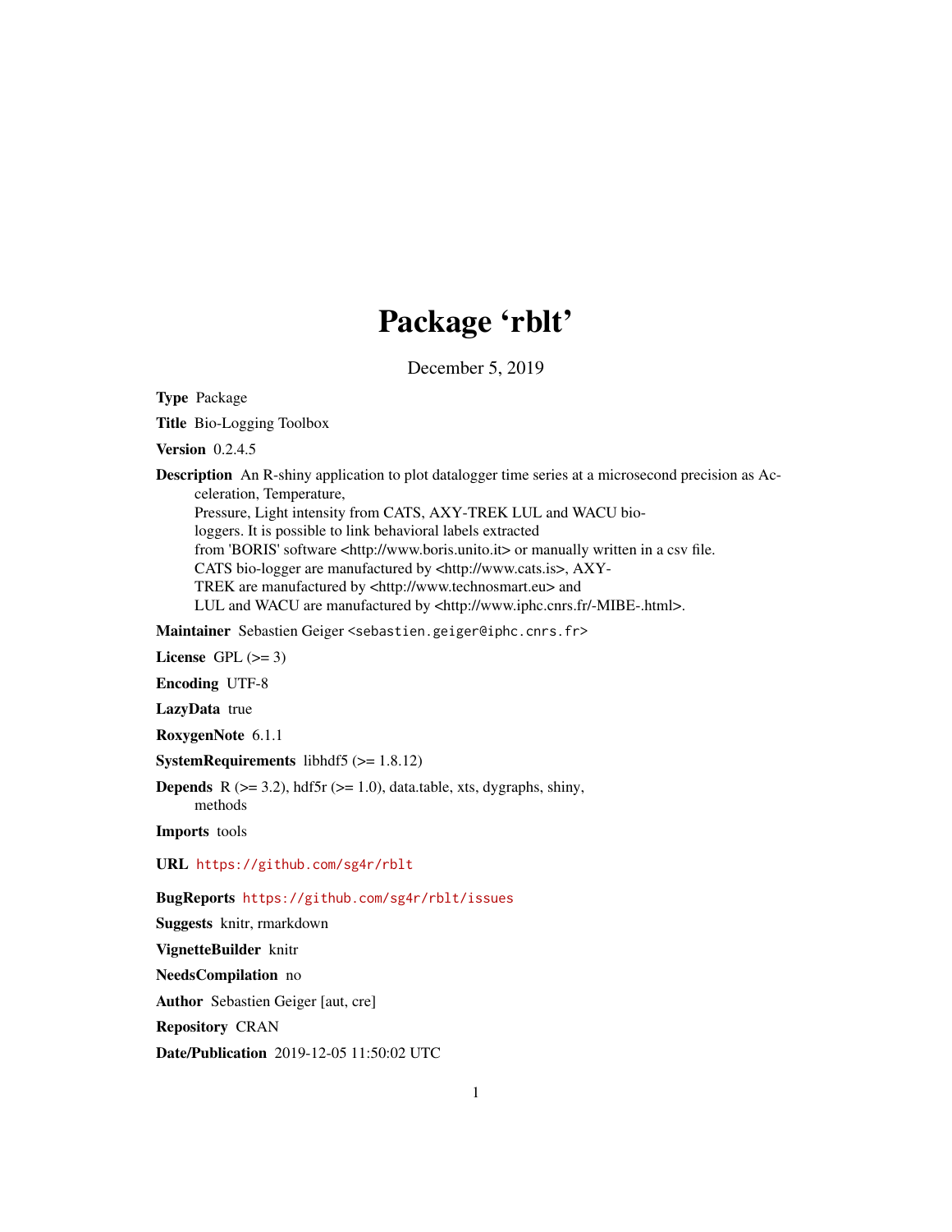# Package 'rblt'

December 5, 2019

**Type** Package

**Title** Bio-Logging Toolbox

**Version** 0.2.4.5

**Description** An R-shiny application to plot datalogger time series at a microsecond precision as Acceleration, Temperature,
Pressure, Light intensity from CATS, AXY-TREK LUL and WACU bio-loggers. It is possible to link behavioral labels extracted
from 'BORIS' software <http://www.boris.unito.it> or manually written in a csv file.
CATS bio-logger are manufactured by <http://www.cats.is>, AXY-TREK are manufactured by <http://www.technosmart.eu> and
LUL and WACU are manufactured by <http://www.iphc.cnrs.fr/-MIBE-.html>.

**Maintainer** Sebastien Geiger <sebastien.geiger@iphc.cnrs.fr>

**License** GPL (>= 3)

**Encoding** UTF-8

**LazyData** true

**RoxygenNote** 6.1.1

**SystemRequirements** libhdf5 (>= 1.8.12)

**Depends** R (>= 3.2), hdf5r (>= 1.0), data.table, xts, dygraphs, shiny, methods

**Imports** tools

**URL** https://github.com/sg4r/rblt

**BugReports** https://github.com/sg4r/rblt/issues

**Suggests** knitr, rmarkdown

**VignetteBuilder** knitr

**NeedsCompilation** no

**Author** Sebastien Geiger [aut, cre]

**Repository** CRAN

**Date/Publication** 2019-12-05 11:50:02 UTC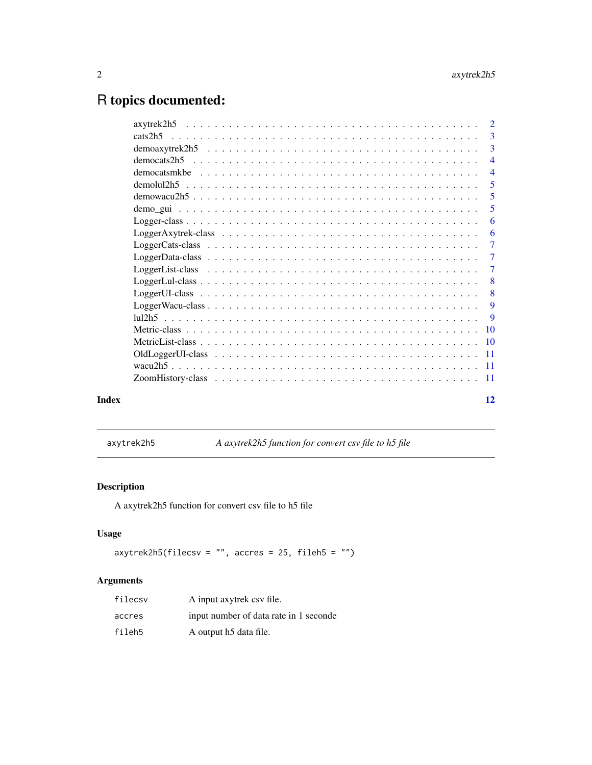# R topics documented:

| | |
|---|---|
| axytrek2h5 | 2 |
| cats2h5 | 3 |
| demoaxytrek2h5 | 3 |
| democats2h5 | 4 |
| democatsmkbe | 4 |
| demolul2h5 | 5 |
| demowacu2h5 | 5 |
| demo_gui | 5 |
| Logger-class | 6 |
| LoggerAxytrek-class | 6 |
| LoggerCats-class | 7 |
| LoggerData-class | 7 |
| LoggerList-class | 7 |
| LoggerLul-class | 8 |
| LoggerUI-class | 8 |
| LoggerWacu-class | 9 |
| lul2h5 | 9 |
| Metric-class | 10 |
| MetricList-class | 10 |
| OldLoggerUI-class | 11 |
| wacu2h5 | 11 |
| ZoomHistory-class | 11 |

**Index** **12**

---

`axytrek2h5` *A axytrek2h5 function for convert csv file to h5 file*

---

## Description

A axytrek2h5 function for convert csv file to h5 file

## Usage

```
axytrek2h5(filecsv = "", accres = 25, fileh5 = "")
```

## Arguments

| | |
|---|---|
| `filecsv` | A input axytrek csv file. |
| `accres` | input number of data rate in 1 seconde |
| `fileh5` | A output h5 data file. |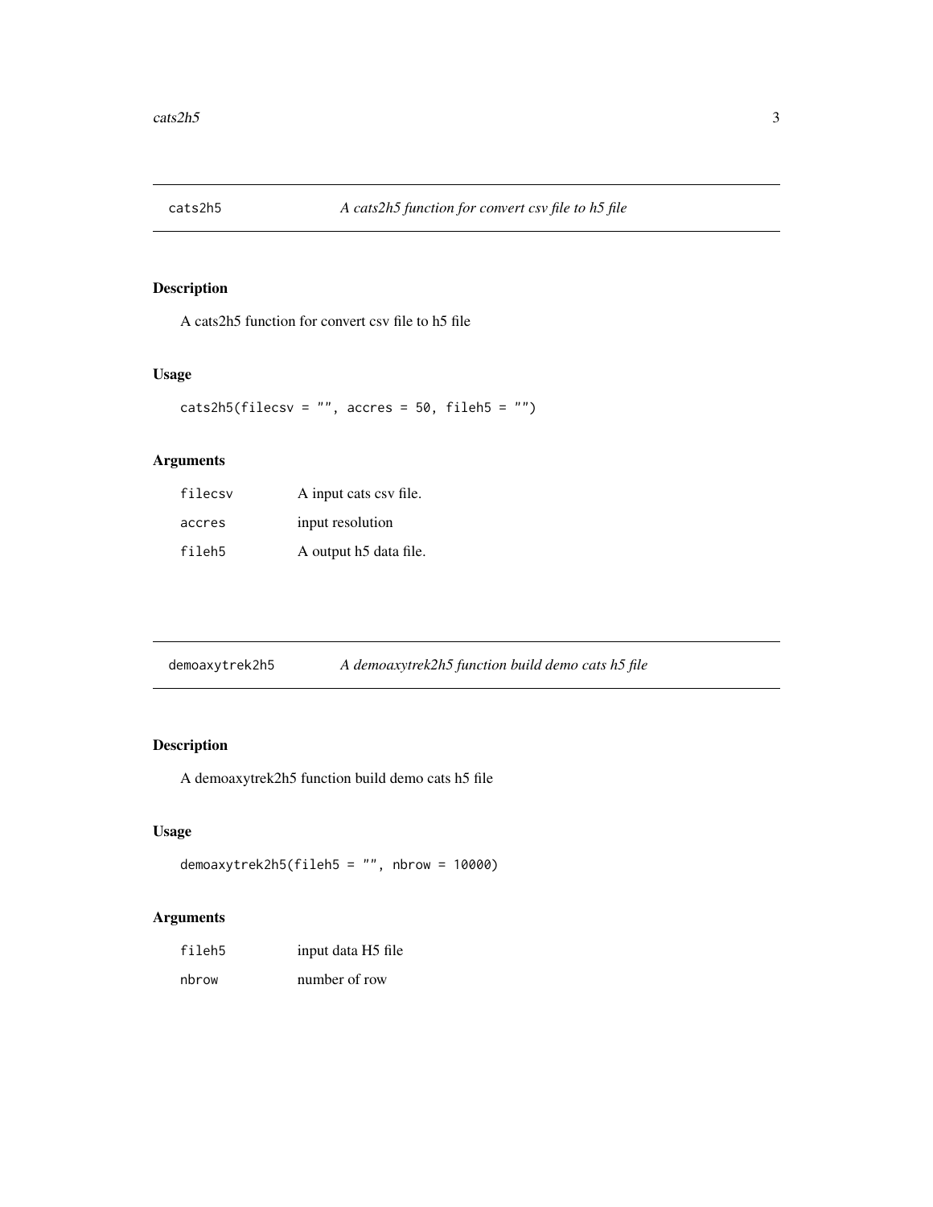## cats2h5 — *A cats2h5 function for convert csv file to h5 file*

### Description

A cats2h5 function for convert csv file to h5 file

### Usage

```
cats2h5(filecsv = "", accres = 50, fileh5 = "")
```

### Arguments

| | |
|---|---|
| `filecsv` | A input cats csv file. |
| `accres` | input resolution |
| `fileh5` | A output h5 data file. |

## demoaxytrek2h5 — *A demoaxytrek2h5 function build demo cats h5 file*

### Description

A demoaxytrek2h5 function build demo cats h5 file

### Usage

```
demoaxytrek2h5(fileh5 = "", nbrow = 10000)
```

### Arguments

| | |
|---|---|
| `fileh5` | input data H5 file |
| `nbrow` | number of row |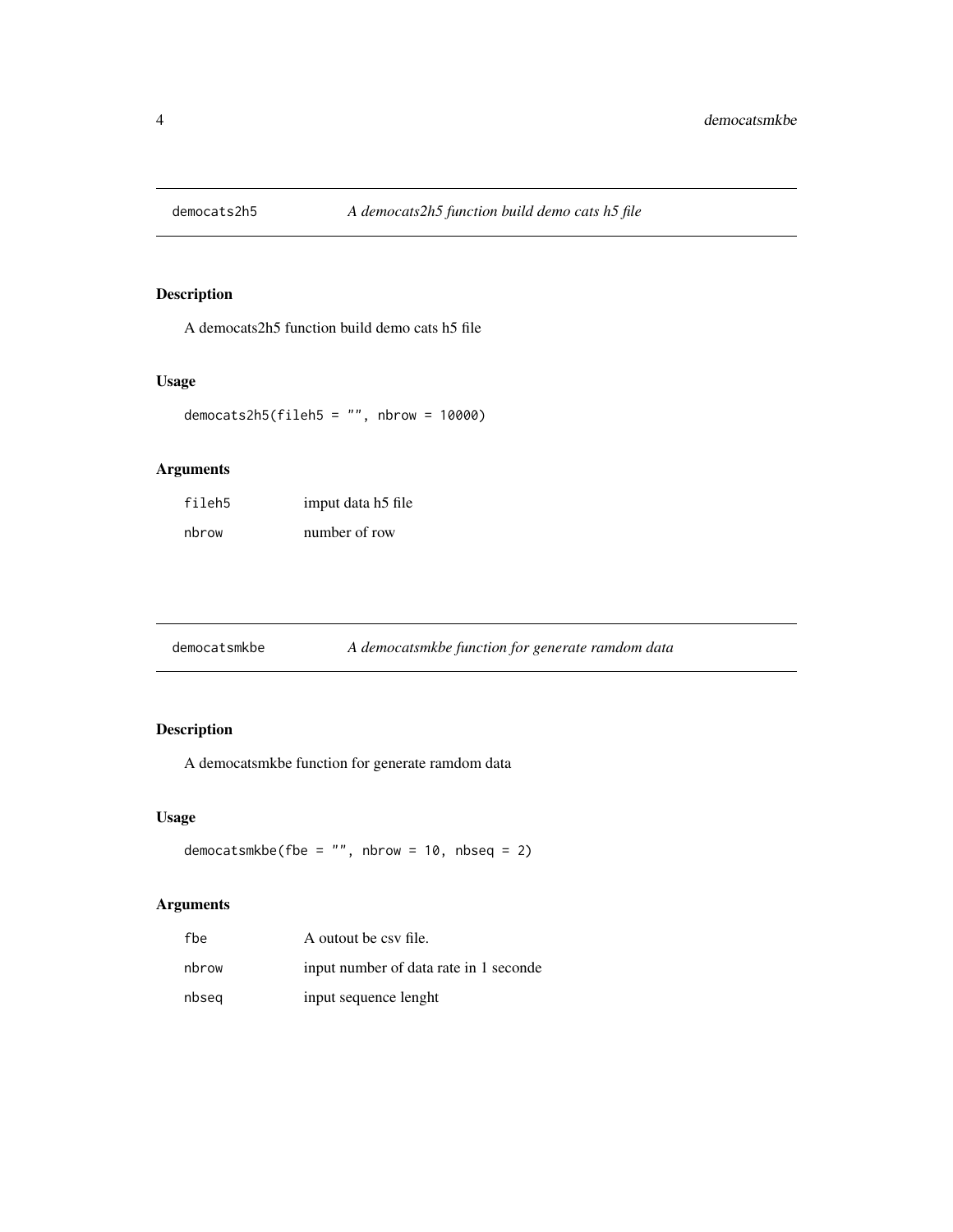## democats2h5 — *A democats2h5 function build demo cats h5 file*

### Description

A democats2h5 function build demo cats h5 file

### Usage

```
democats2h5(fileh5 = "", nbrow = 10000)
```

### Arguments

| | |
|---|---|
| fileh5 | imput data h5 file |
| nbrow | number of row |

## democatsmkbe — *A democatsmkbe function for generate ramdom data*

### Description

A democatsmkbe function for generate ramdom data

### Usage

```
democatsmkbe(fbe = "", nbrow = 10, nbseq = 2)
```

### Arguments

| | |
|---|---|
| fbe | A outout be csv file. |
| nbrow | input number of data rate in 1 seconde |
| nbseq | input sequence lenght |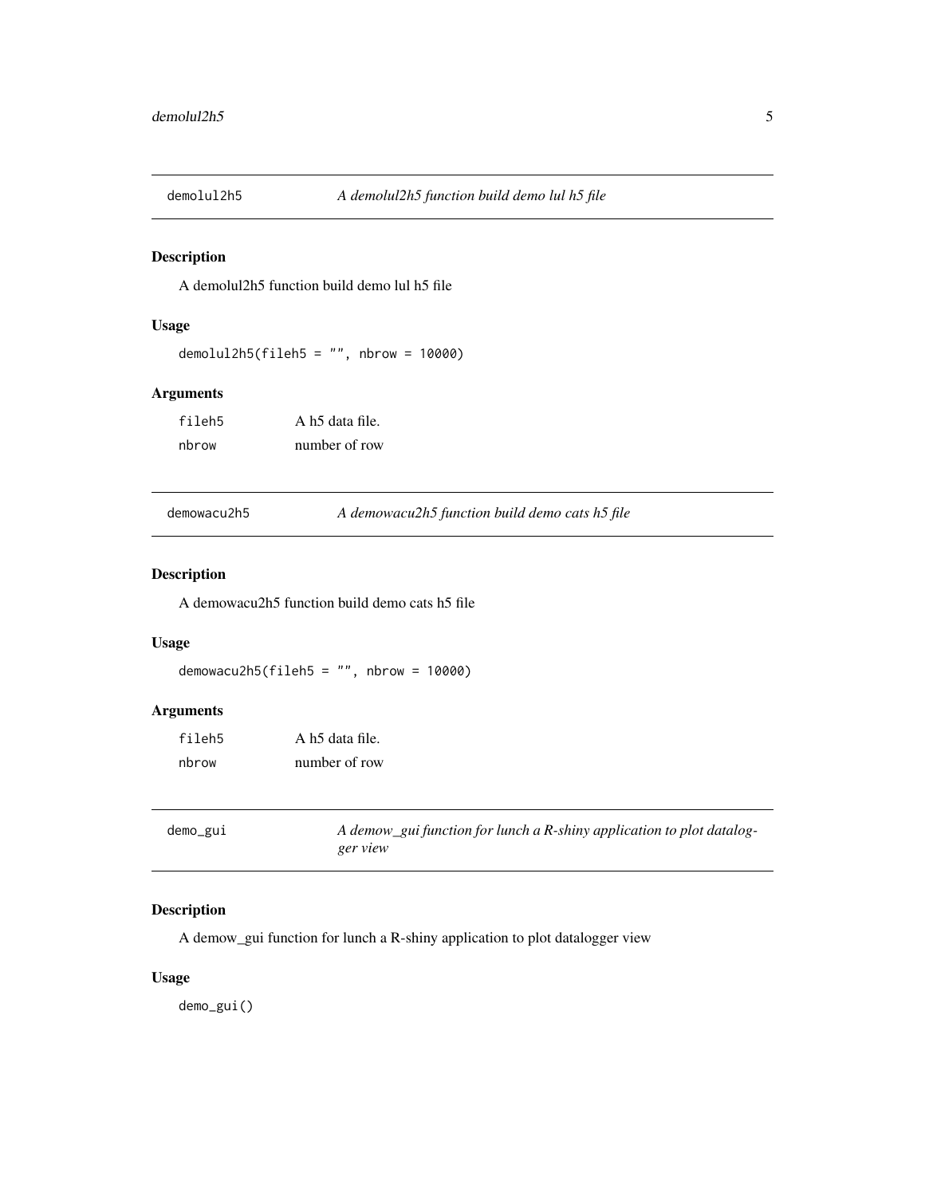## demolul2h5 — *A demolul2h5 function build demo lul h5 file*

### Description

A demolul2h5 function build demo lul h5 file

### Usage

```
demolul2h5(fileh5 = "", nbrow = 10000)
```

### Arguments

| | |
|---|---|
| `fileh5` | A h5 data file. |
| `nbrow` | number of row |

## demowacu2h5 — *A demowacu2h5 function build demo cats h5 file*

### Description

A demowacu2h5 function build demo cats h5 file

### Usage

```
demowacu2h5(fileh5 = "", nbrow = 10000)
```

### Arguments

| | |
|---|---|
| `fileh5` | A h5 data file. |
| `nbrow` | number of row |

## demo_gui — *A demow_gui function for lunch a R-shiny application to plot datalogger view*

### Description

A demow_gui function for lunch a R-shiny application to plot datalogger view

### Usage

```
demo_gui()
```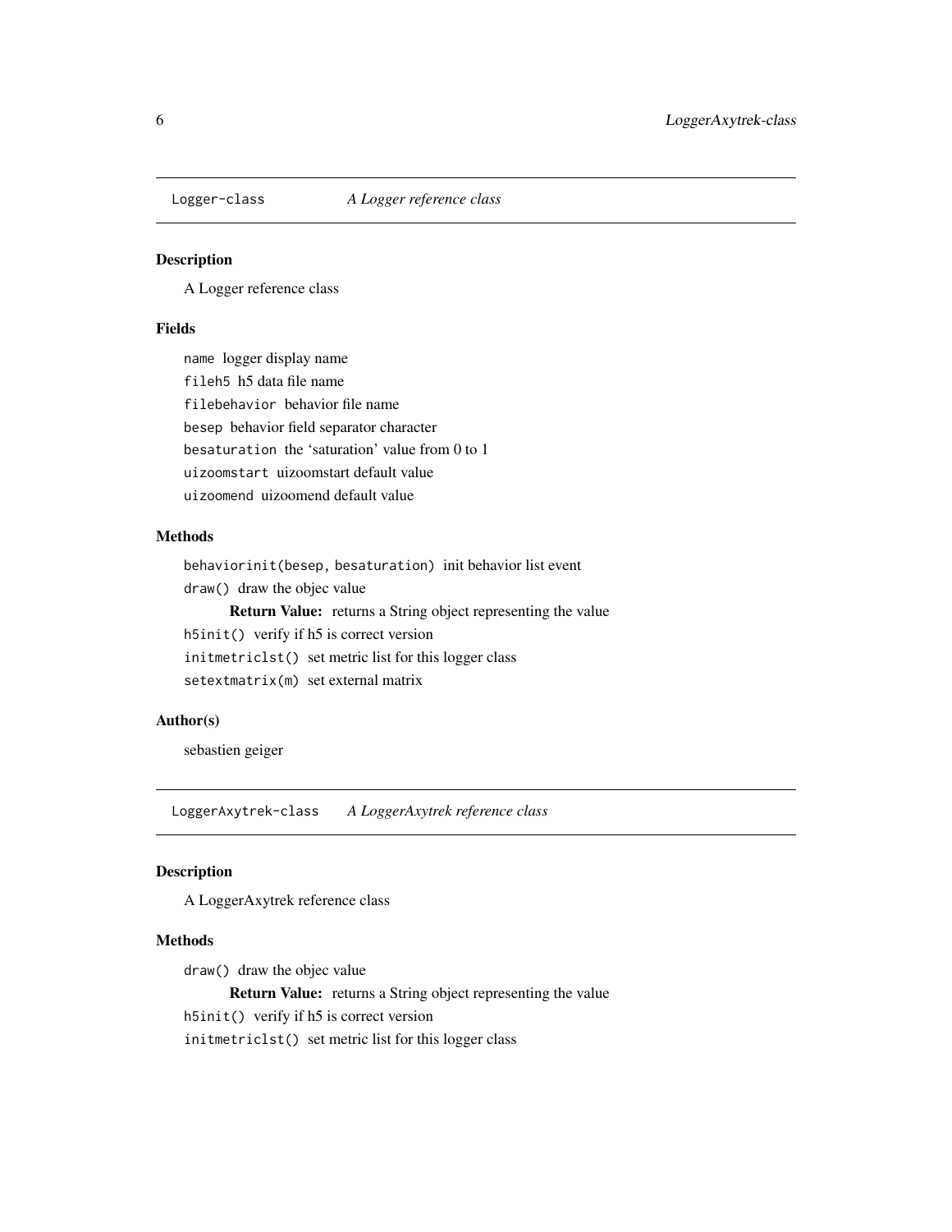## Logger-class *A Logger reference class*

### Description

A Logger reference class

### Fields

`name` logger display name

`fileh5` h5 data file name

`filebehavior` behavior file name

`besep` behavior field separator character

`besaturation` the 'saturation' value from 0 to 1

`uizoomstart` uizoomstart default value

`uizoomend` uizoomend default value

### Methods

`behaviorinit(besep, besaturation)` init behavior list event

`draw()` draw the objec value

  **Return Value:** returns a String object representing the value

`h5init()` verify if h5 is correct version

`initmetriclst()` set metric list for this logger class

`setextmatrix(m)` set external matrix

### Author(s)

sebastien geiger

## LoggerAxytrek-class *A LoggerAxytrek reference class*

### Description

A LoggerAxytrek reference class

### Methods

`draw()` draw the objec value

  **Return Value:** returns a String object representing the value

`h5init()` verify if h5 is correct version

`initmetriclst()` set metric list for this logger class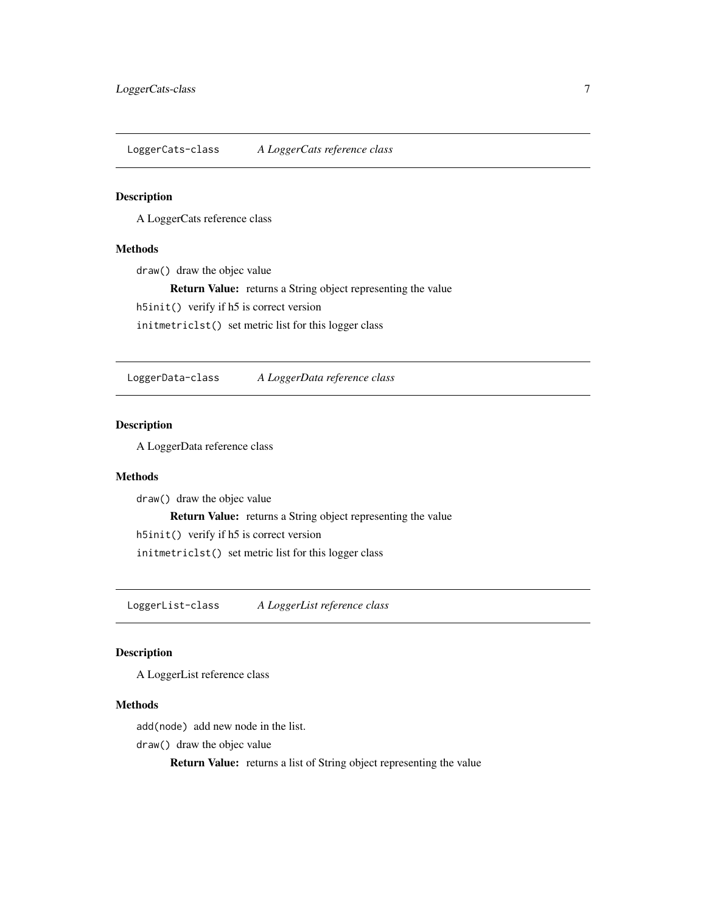## LoggerCats-class — *A LoggerCats reference class*

### Description

A LoggerCats reference class

### Methods

`draw()` draw the objec value

> **Return Value:** returns a String object representing the value

`h5init()` verify if h5 is correct version

`initmetriclst()` set metric list for this logger class

## LoggerData-class — *A LoggerData reference class*

### Description

A LoggerData reference class

### Methods

`draw()` draw the objec value

> **Return Value:** returns a String object representing the value

`h5init()` verify if h5 is correct version

`initmetriclst()` set metric list for this logger class

## LoggerList-class — *A LoggerList reference class*

### Description

A LoggerList reference class

### Methods

`add(node)` add new node in the list.

`draw()` draw the objec value

> **Return Value:** returns a list of String object representing the value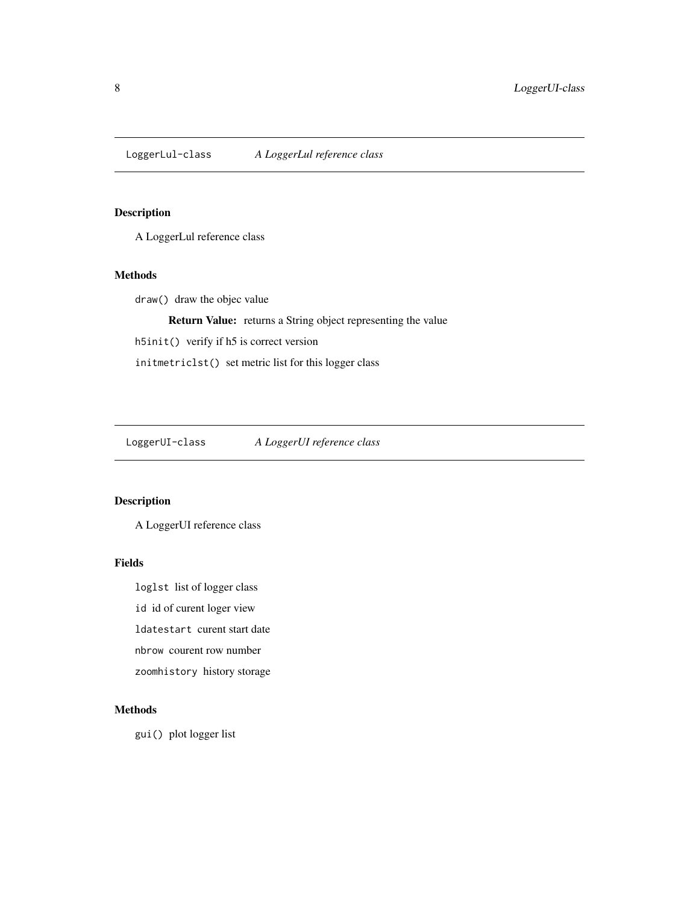## LoggerLul-class — *A LoggerLul reference class*

### Description

A LoggerLul reference class

### Methods

`draw()` draw the objec value

> **Return Value:** returns a String object representing the value

`h5init()` verify if h5 is correct version

`initmetriclst()` set metric list for this logger class

## LoggerUI-class — *A LoggerUI reference class*

### Description

A LoggerUI reference class

### Fields

`loglst` list of logger class

`id` id of curent loger view

`ldatestart` curent start date

`nbrow` courent row number

`zoomhistory` history storage

### Methods

`gui()` plot logger list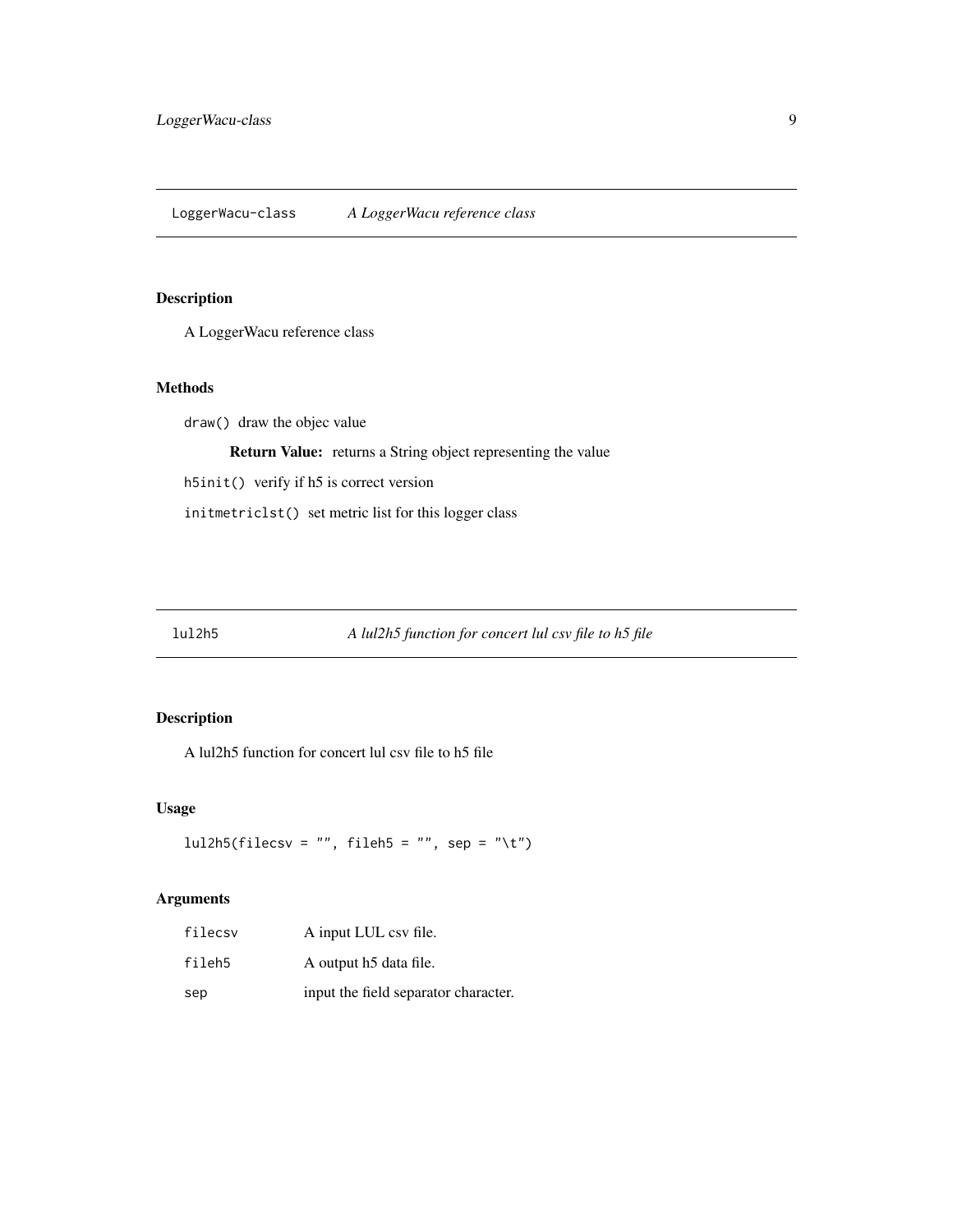## LoggerWacu-class — *A LoggerWacu reference class*

### Description

A LoggerWacu reference class

### Methods

`draw()` draw the objec value

**Return Value:** returns a String object representing the value

`h5init()` verify if h5 is correct version

`initmetriclst()` set metric list for this logger class

## lul2h5 — *A lul2h5 function for concert lul csv file to h5 file*

### Description

A lul2h5 function for concert lul csv file to h5 file

### Usage

```
lul2h5(filecsv = "", fileh5 = "", sep = "\t")
```

### Arguments

| | |
|---|---|
| `filecsv` | A input LUL csv file. |
| `fileh5` | A output h5 data file. |
| `sep` | input the field separator character. |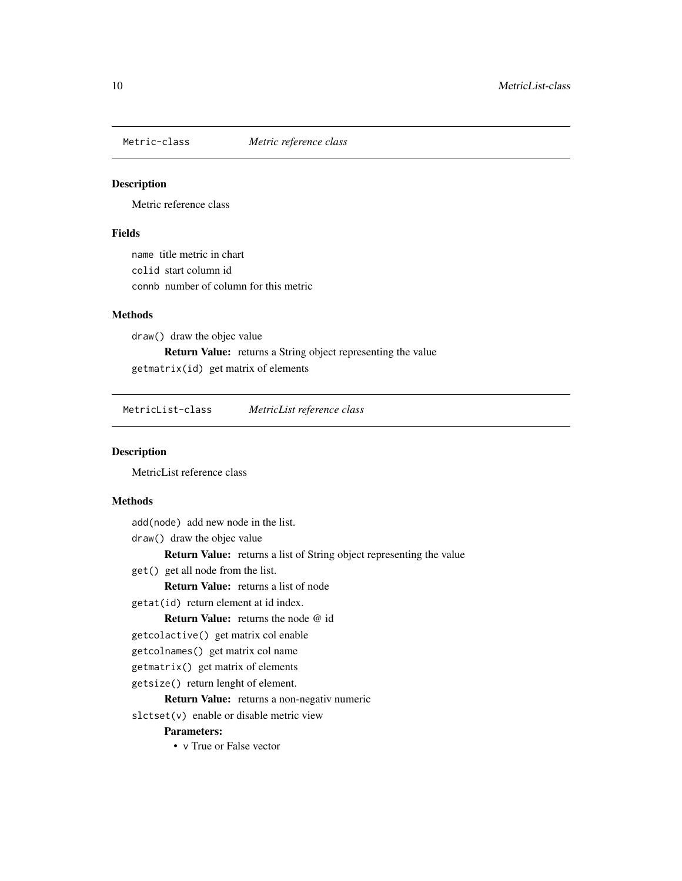## Metric-class — *Metric reference class*

### Description

Metric reference class

### Fields

`name` title metric in chart

`colid` start column id

`connb` number of column for this metric

### Methods

`draw()` draw the objec value

**Return Value:** returns a String object representing the value

`getmatrix(id)` get matrix of elements

## MetricList-class — *MetricList reference class*

### Description

MetricList reference class

### Methods

`add(node)` add new node in the list.

`draw()` draw the objec value

**Return Value:** returns a list of String object representing the value

`get()` get all node from the list.

**Return Value:** returns a list of node

`getat(id)` return element at id index.

**Return Value:** returns the node @ id

`getcolactive()` get matrix col enable

`getcolnames()` get matrix col name

`getmatrix()` get matrix of elements

`getsize()` return lenght of element.

**Return Value:** returns a non-negativ numeric

`slctset(v)` enable or disable metric view

**Parameters:**

- `v` True or False vector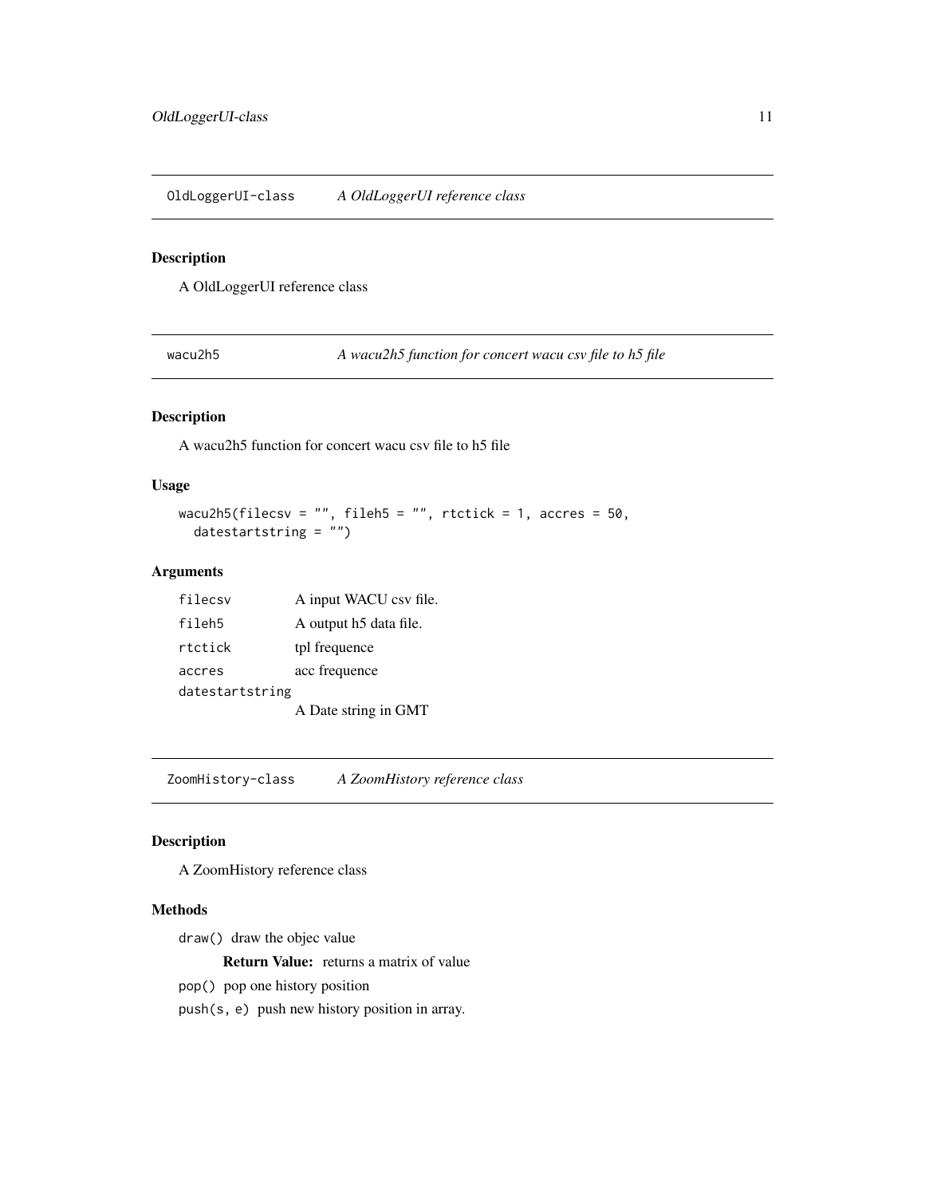## OldLoggerUI-class — *A OldLoggerUI reference class*

### Description

A OldLoggerUI reference class

## wacu2h5 — *A wacu2h5 function for concert wacu csv file to h5 file*

### Description

A wacu2h5 function for concert wacu csv file to h5 file

### Usage

```
wacu2h5(filecsv = "", fileh5 = "", rtctick = 1, accres = 50,
  datestartstring = "")
```

### Arguments

| | |
|---|---|
| `filecsv` | A input WACU csv file. |
| `fileh5` | A output h5 data file. |
| `rtctick` | tpl frequence |
| `accres` | acc frequence |
| `datestartstring` | A Date string in GMT |

## ZoomHistory-class — *A ZoomHistory reference class*

### Description

A ZoomHistory reference class

### Methods

`draw()` draw the objec value

**Return Value:** returns a matrix of value

`pop()` pop one history position

`push(s, e)` push new history position in array.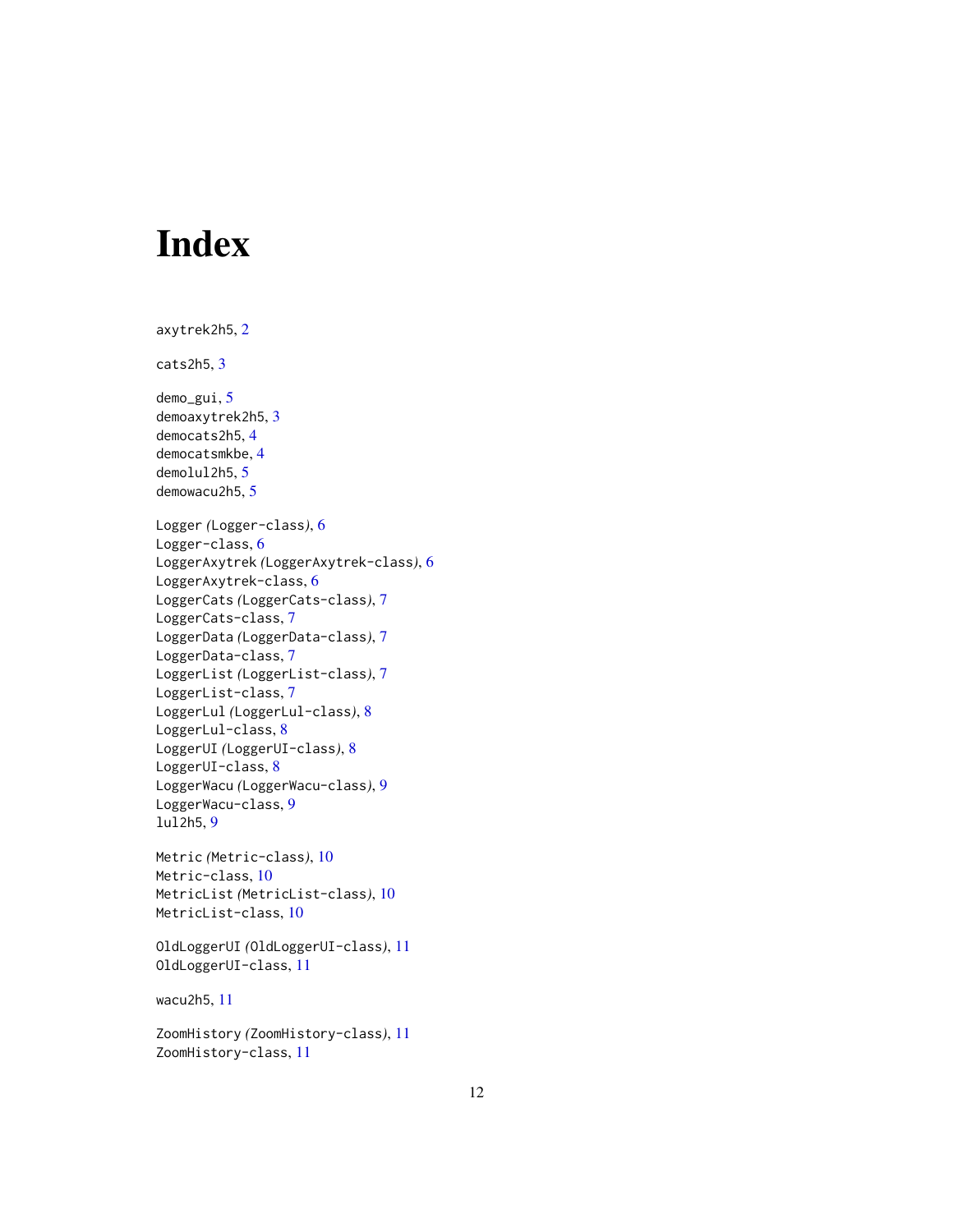# Index

axytrek2h5, 2

cats2h5, 3

demo_gui, 5
demoaxytrek2h5, 3
democats2h5, 4
democatsmkbe, 4
demolul2h5, 5
demowacu2h5, 5

Logger *(*Logger-class*)*, 6
Logger-class, 6
LoggerAxytrek *(*LoggerAxytrek-class*)*, 6
LoggerAxytrek-class, 6
LoggerCats *(*LoggerCats-class*)*, 7
LoggerCats-class, 7
LoggerData *(*LoggerData-class*)*, 7
LoggerData-class, 7
LoggerList *(*LoggerList-class*)*, 7
LoggerList-class, 7
LoggerLul *(*LoggerLul-class*)*, 8
LoggerLul-class, 8
LoggerUI *(*LoggerUI-class*)*, 8
LoggerUI-class, 8
LoggerWacu *(*LoggerWacu-class*)*, 9
LoggerWacu-class, 9
lul2h5, 9

Metric *(*Metric-class*)*, 10
Metric-class, 10
MetricList *(*MetricList-class*)*, 10
MetricList-class, 10

OldLoggerUI *(*OldLoggerUI-class*)*, 11
OldLoggerUI-class, 11

wacu2h5, 11

ZoomHistory *(*ZoomHistory-class*)*, 11
ZoomHistory-class, 11